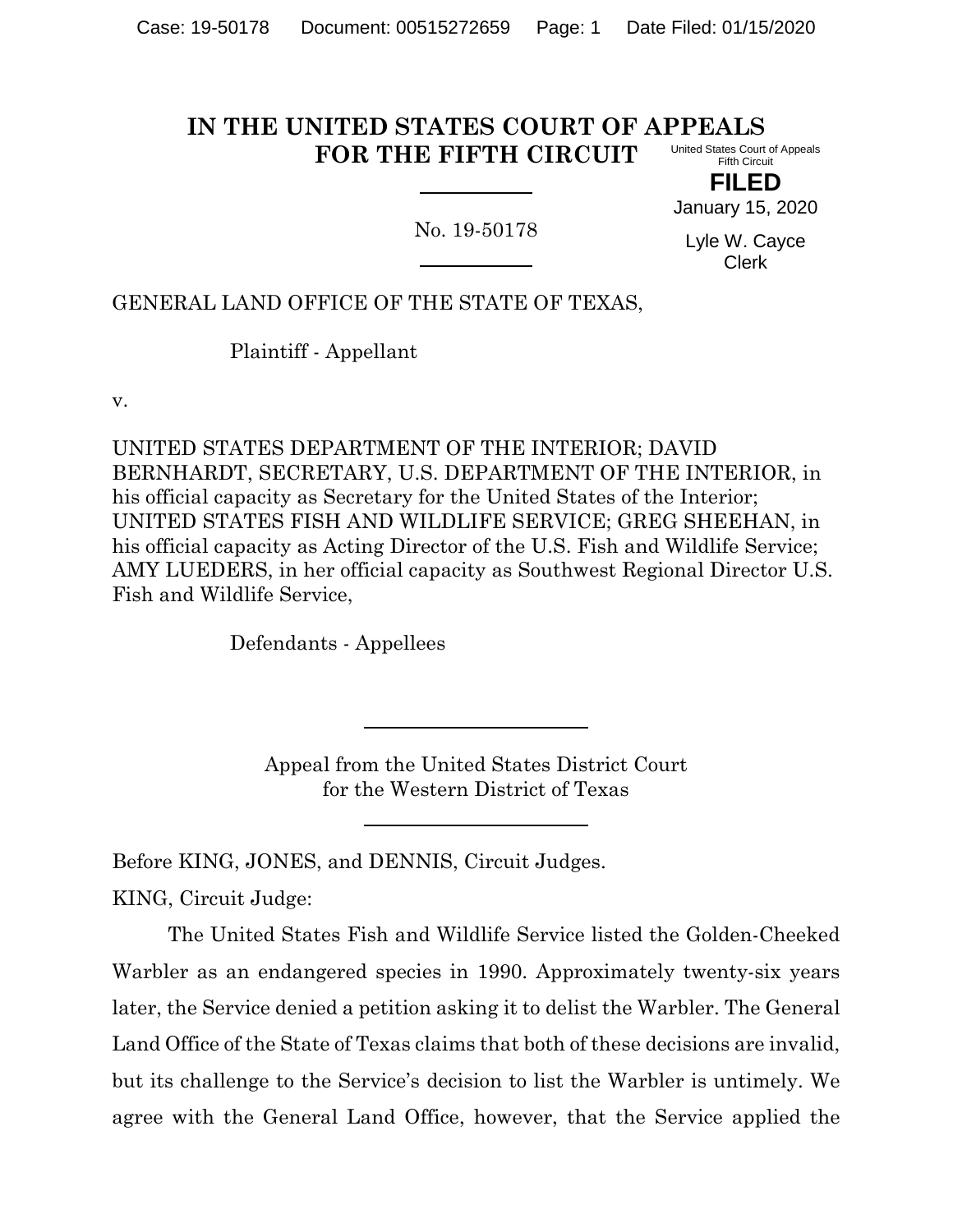# IN THE UNITED STATES COURT OF APPEALS FOR THE FIFTH CIRCUIT

United States Court of Appeals
Fifth Circuit

**FILED**

January 15, 2020

Lyle W. Cayce
Clerk

No. 19-50178

GENERAL LAND OFFICE OF THE STATE OF TEXAS,

Plaintiff - Appellant

v.

UNITED STATES DEPARTMENT OF THE INTERIOR; DAVID BERNHARDT, SECRETARY, U.S. DEPARTMENT OF THE INTERIOR, in his official capacity as Secretary for the United States of the Interior; UNITED STATES FISH AND WILDLIFE SERVICE; GREG SHEEHAN, in his official capacity as Acting Director of the U.S. Fish and Wildlife Service; AMY LUEDERS, in her official capacity as Southwest Regional Director U.S. Fish and Wildlife Service,

Defendants - Appellees

Appeal from the United States District Court
for the Western District of Texas

Before KING, JONES, and DENNIS, Circuit Judges.

KING, Circuit Judge:

The United States Fish and Wildlife Service listed the Golden-Cheeked Warbler as an endangered species in 1990. Approximately twenty-six years later, the Service denied a petition asking it to delist the Warbler. The General Land Office of the State of Texas claims that both of these decisions are invalid, but its challenge to the Service's decision to list the Warbler is untimely. We agree with the General Land Office, however, that the Service applied the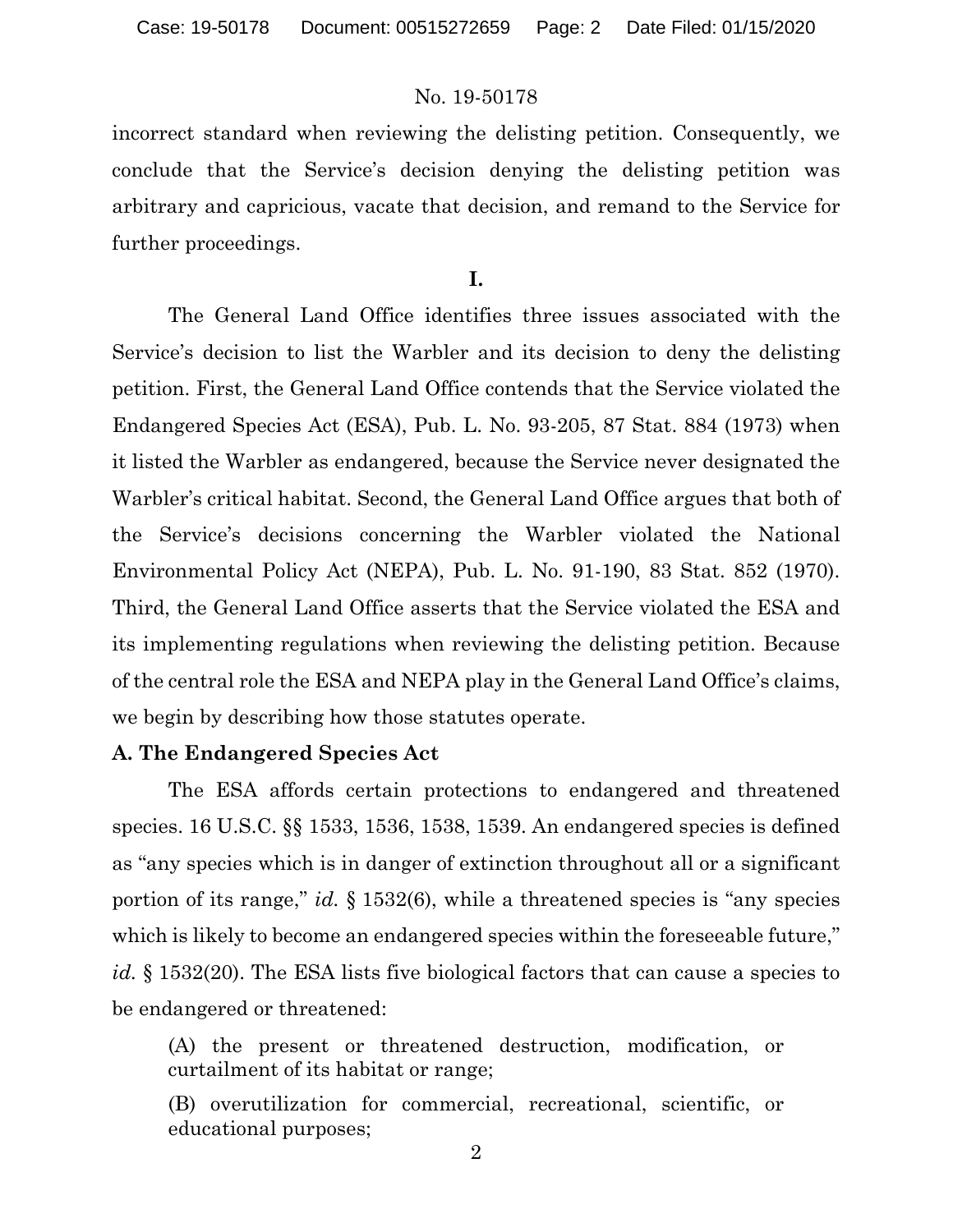incorrect standard when reviewing the delisting petition. Consequently, we conclude that the Service's decision denying the delisting petition was arbitrary and capricious, vacate that decision, and remand to the Service for further proceedings.

**I.**

The General Land Office identifies three issues associated with the Service's decision to list the Warbler and its decision to deny the delisting petition. First, the General Land Office contends that the Service violated the Endangered Species Act (ESA), Pub. L. No. 93-205, 87 Stat. 884 (1973) when it listed the Warbler as endangered, because the Service never designated the Warbler's critical habitat. Second, the General Land Office argues that both of the Service's decisions concerning the Warbler violated the National Environmental Policy Act (NEPA), Pub. L. No. 91-190, 83 Stat. 852 (1970). Third, the General Land Office asserts that the Service violated the ESA and its implementing regulations when reviewing the delisting petition. Because of the central role the ESA and NEPA play in the General Land Office's claims, we begin by describing how those statutes operate.

**A. The Endangered Species Act**

The ESA affords certain protections to endangered and threatened species. 16 U.S.C. §§ 1533, 1536, 1538, 1539. An endangered species is defined as "any species which is in danger of extinction throughout all or a significant portion of its range," *id.* § 1532(6), while a threatened species is "any species which is likely to become an endangered species within the foreseeable future," *id.* § 1532(20). The ESA lists five biological factors that can cause a species to be endangered or threatened:

> (A) the present or threatened destruction, modification, or curtailment of its habitat or range;
>
> (B) overutilization for commercial, recreational, scientific, or educational purposes;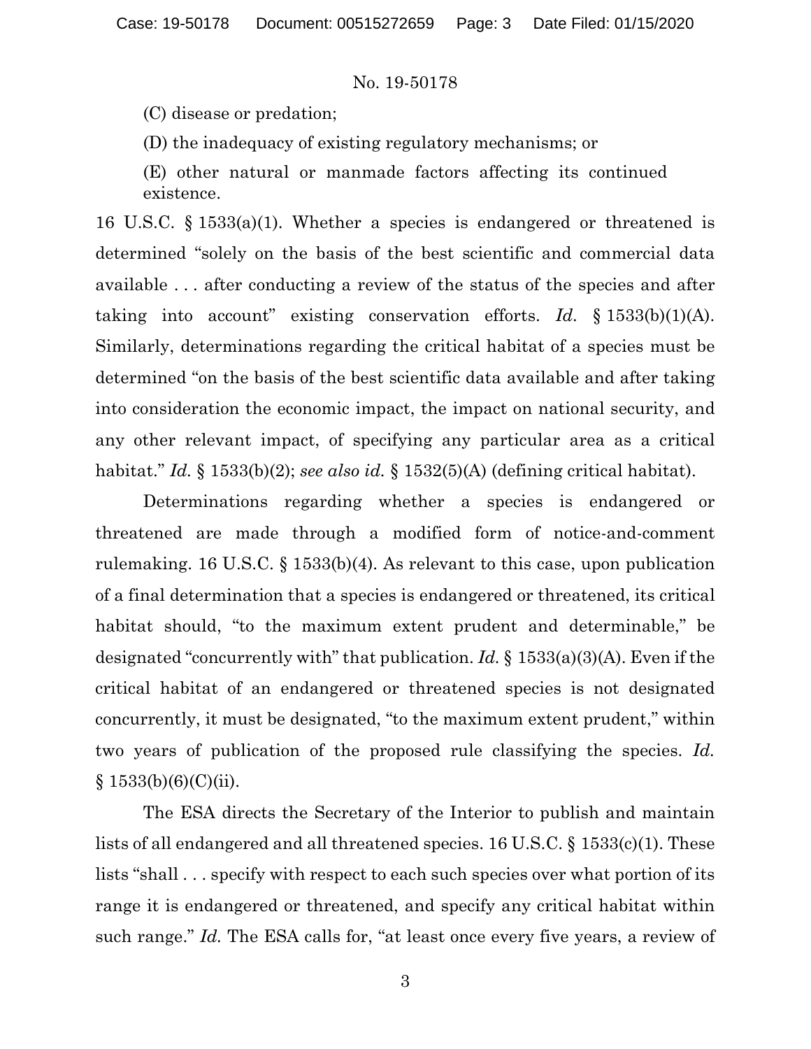(C) disease or predation;

(D) the inadequacy of existing regulatory mechanisms; or

(E) other natural or manmade factors affecting its continued existence.

16 U.S.C. § 1533(a)(1). Whether a species is endangered or threatened is determined "solely on the basis of the best scientific and commercial data available . . . after conducting a review of the status of the species and after taking into account" existing conservation efforts. *Id.* § 1533(b)(1)(A). Similarly, determinations regarding the critical habitat of a species must be determined "on the basis of the best scientific data available and after taking into consideration the economic impact, the impact on national security, and any other relevant impact, of specifying any particular area as a critical habitat." *Id.* § 1533(b)(2); *see also id.* § 1532(5)(A) (defining critical habitat).

Determinations regarding whether a species is endangered or threatened are made through a modified form of notice-and-comment rulemaking. 16 U.S.C. § 1533(b)(4). As relevant to this case, upon publication of a final determination that a species is endangered or threatened, its critical habitat should, "to the maximum extent prudent and determinable," be designated "concurrently with" that publication. *Id.* § 1533(a)(3)(A). Even if the critical habitat of an endangered or threatened species is not designated concurrently, it must be designated, "to the maximum extent prudent," within two years of publication of the proposed rule classifying the species. *Id.* § 1533(b)(6)(C)(ii).

The ESA directs the Secretary of the Interior to publish and maintain lists of all endangered and all threatened species. 16 U.S.C. § 1533(c)(1). These lists "shall . . . specify with respect to each such species over what portion of its range it is endangered or threatened, and specify any critical habitat within such range." *Id.* The ESA calls for, "at least once every five years, a review of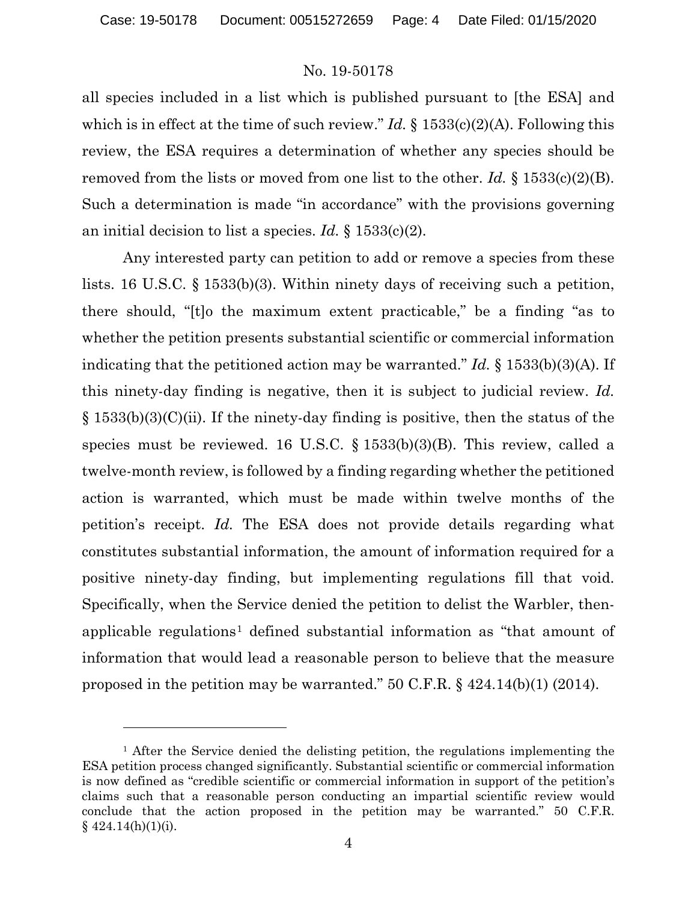all species included in a list which is published pursuant to [the ESA] and which is in effect at the time of such review." *Id.* § 1533(c)(2)(A). Following this review, the ESA requires a determination of whether any species should be removed from the lists or moved from one list to the other. *Id.* § 1533(c)(2)(B). Such a determination is made "in accordance" with the provisions governing an initial decision to list a species. *Id.* § 1533(c)(2).

Any interested party can petition to add or remove a species from these lists. 16 U.S.C. § 1533(b)(3). Within ninety days of receiving such a petition, there should, "[t]o the maximum extent practicable," be a finding "as to whether the petition presents substantial scientific or commercial information indicating that the petitioned action may be warranted." *Id.* § 1533(b)(3)(A). If this ninety-day finding is negative, then it is subject to judicial review. *Id.* § 1533(b)(3)(C)(ii). If the ninety-day finding is positive, then the status of the species must be reviewed. 16 U.S.C. § 1533(b)(3)(B). This review, called a twelve-month review, is followed by a finding regarding whether the petitioned action is warranted, which must be made within twelve months of the petition's receipt. *Id.* The ESA does not provide details regarding what constitutes substantial information, the amount of information required for a positive ninety-day finding, but implementing regulations fill that void. Specifically, when the Service denied the petition to delist the Warbler, then-applicable regulations[1] defined substantial information as "that amount of information that would lead a reasonable person to believe that the measure proposed in the petition may be warranted." 50 C.F.R. § 424.14(b)(1) (2014).

[1] After the Service denied the delisting petition, the regulations implementing the ESA petition process changed significantly. Substantial scientific or commercial information is now defined as "credible scientific or commercial information in support of the petition's claims such that a reasonable person conducting an impartial scientific review would conclude that the action proposed in the petition may be warranted." 50 C.F.R. § 424.14(h)(1)(i).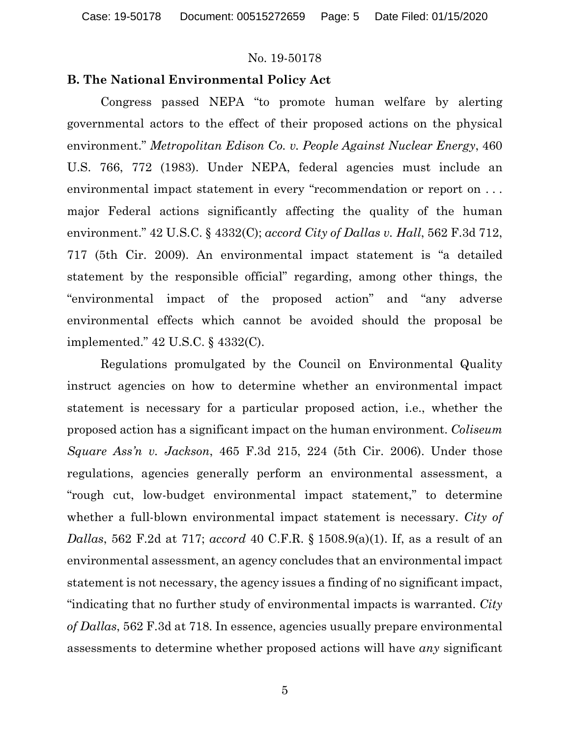No. 19-50178

**B. The National Environmental Policy Act**

Congress passed NEPA "to promote human welfare by alerting governmental actors to the effect of their proposed actions on the physical environment." *Metropolitan Edison Co. v. People Against Nuclear Energy*, 460 U.S. 766, 772 (1983). Under NEPA, federal agencies must include an environmental impact statement in every "recommendation or report on . . . major Federal actions significantly affecting the quality of the human environment." 42 U.S.C. § 4332(C); *accord City of Dallas v. Hall*, 562 F.3d 712, 717 (5th Cir. 2009). An environmental impact statement is "a detailed statement by the responsible official" regarding, among other things, the "environmental impact of the proposed action" and "any adverse environmental effects which cannot be avoided should the proposal be implemented." 42 U.S.C. § 4332(C).

Regulations promulgated by the Council on Environmental Quality instruct agencies on how to determine whether an environmental impact statement is necessary for a particular proposed action, i.e., whether the proposed action has a significant impact on the human environment. *Coliseum Square Ass'n v. Jackson*, 465 F.3d 215, 224 (5th Cir. 2006). Under those regulations, agencies generally perform an environmental assessment, a "rough cut, low-budget environmental impact statement," to determine whether a full-blown environmental impact statement is necessary. *City of Dallas*, 562 F.2d at 717; *accord* 40 C.F.R. § 1508.9(a)(1). If, as a result of an environmental assessment, an agency concludes that an environmental impact statement is not necessary, the agency issues a finding of no significant impact, "indicating that no further study of environmental impacts is warranted. *City of Dallas*, 562 F.3d at 718. In essence, agencies usually prepare environmental assessments to determine whether proposed actions will have *any* significant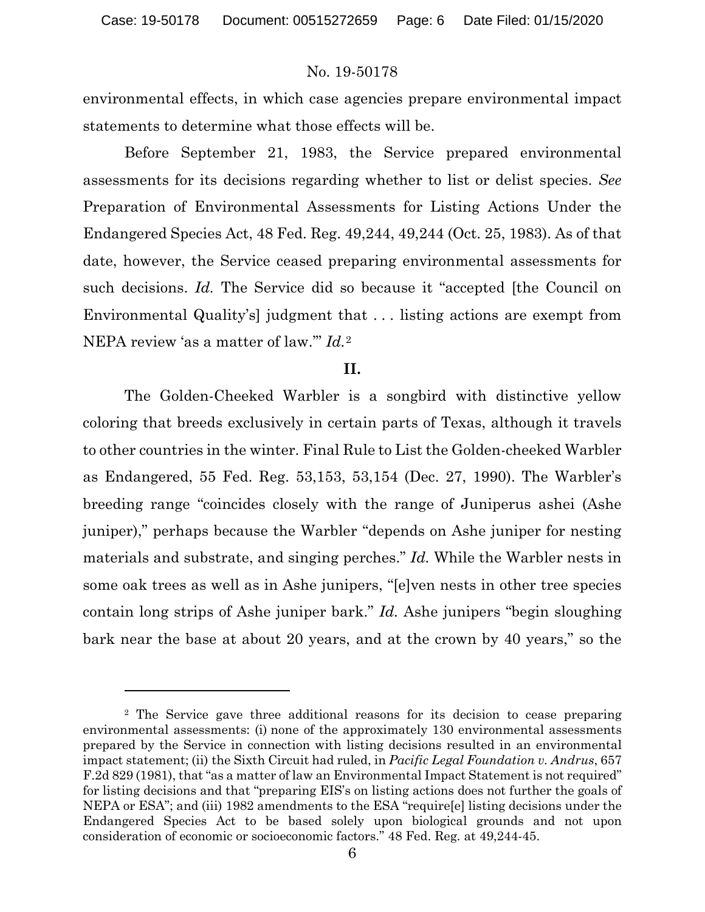environmental effects, in which case agencies prepare environmental impact statements to determine what those effects will be.

Before September 21, 1983, the Service prepared environmental assessments for its decisions regarding whether to list or delist species. *See* Preparation of Environmental Assessments for Listing Actions Under the Endangered Species Act, 48 Fed. Reg. 49,244, 49,244 (Oct. 25, 1983). As of that date, however, the Service ceased preparing environmental assessments for such decisions. *Id.* The Service did so because it "accepted [the Council on Environmental Quality's] judgment that . . . listing actions are exempt from NEPA review 'as a matter of law.'" *Id.*[2]

## II.

The Golden-Cheeked Warbler is a songbird with distinctive yellow coloring that breeds exclusively in certain parts of Texas, although it travels to other countries in the winter. Final Rule to List the Golden-cheeked Warbler as Endangered, 55 Fed. Reg. 53,153, 53,154 (Dec. 27, 1990). The Warbler's breeding range "coincides closely with the range of Juniperus ashei (Ashe juniper)," perhaps because the Warbler "depends on Ashe juniper for nesting materials and substrate, and singing perches." *Id.* While the Warbler nests in some oak trees as well as in Ashe junipers, "[e]ven nests in other tree species contain long strips of Ashe juniper bark." *Id.* Ashe junipers "begin sloughing bark near the base at about 20 years, and at the crown by 40 years," so the

---

[2] The Service gave three additional reasons for its decision to cease preparing environmental assessments: (i) none of the approximately 130 environmental assessments prepared by the Service in connection with listing decisions resulted in an environmental impact statement; (ii) the Sixth Circuit had ruled, in *Pacific Legal Foundation v. Andrus*, 657 F.2d 829 (1981), that "as a matter of law an Environmental Impact Statement is not required" for listing decisions and that "preparing EIS's on listing actions does not further the goals of NEPA or ESA"; and (iii) 1982 amendments to the ESA "require[e] listing decisions under the Endangered Species Act to be based solely upon biological grounds and not upon consideration of economic or socioeconomic factors." 48 Fed. Reg. at 49,244-45.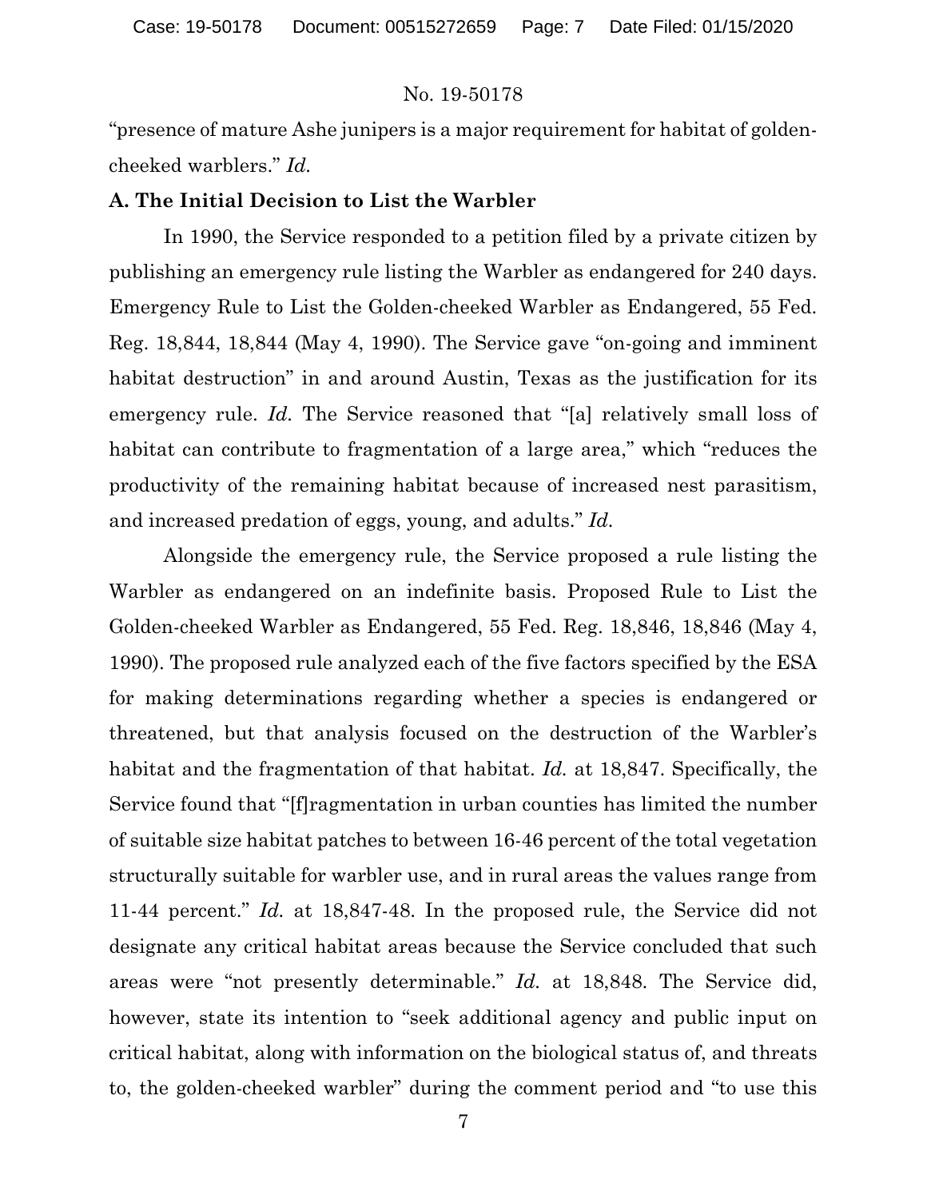"presence of mature Ashe junipers is a major requirement for habitat of golden-cheeked warblers." *Id.*

**A. The Initial Decision to List the Warbler**

In 1990, the Service responded to a petition filed by a private citizen by publishing an emergency rule listing the Warbler as endangered for 240 days. Emergency Rule to List the Golden-cheeked Warbler as Endangered, 55 Fed. Reg. 18,844, 18,844 (May 4, 1990). The Service gave "on-going and imminent habitat destruction" in and around Austin, Texas as the justification for its emergency rule. *Id.* The Service reasoned that "[a] relatively small loss of habitat can contribute to fragmentation of a large area," which "reduces the productivity of the remaining habitat because of increased nest parasitism, and increased predation of eggs, young, and adults." *Id.*

Alongside the emergency rule, the Service proposed a rule listing the Warbler as endangered on an indefinite basis. Proposed Rule to List the Golden-cheeked Warbler as Endangered, 55 Fed. Reg. 18,846, 18,846 (May 4, 1990). The proposed rule analyzed each of the five factors specified by the ESA for making determinations regarding whether a species is endangered or threatened, but that analysis focused on the destruction of the Warbler's habitat and the fragmentation of that habitat. *Id.* at 18,847. Specifically, the Service found that "[f]ragmentation in urban counties has limited the number of suitable size habitat patches to between 16-46 percent of the total vegetation structurally suitable for warbler use, and in rural areas the values range from 11-44 percent." *Id.* at 18,847-48. In the proposed rule, the Service did not designate any critical habitat areas because the Service concluded that such areas were "not presently determinable." *Id.* at 18,848. The Service did, however, state its intention to "seek additional agency and public input on critical habitat, along with information on the biological status of, and threats to, the golden-cheeked warbler" during the comment period and "to use this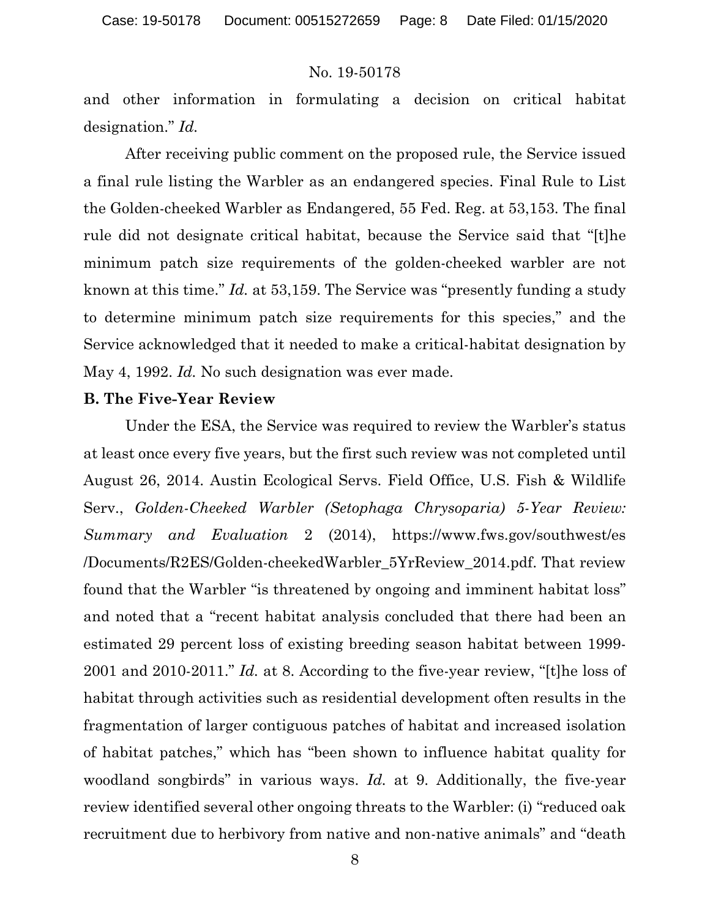and other information in formulating a decision on critical habitat designation." *Id.*

After receiving public comment on the proposed rule, the Service issued a final rule listing the Warbler as an endangered species. Final Rule to List the Golden-cheeked Warbler as Endangered, 55 Fed. Reg. at 53,153. The final rule did not designate critical habitat, because the Service said that "[t]he minimum patch size requirements of the golden-cheeked warbler are not known at this time." *Id.* at 53,159. The Service was "presently funding a study to determine minimum patch size requirements for this species," and the Service acknowledged that it needed to make a critical-habitat designation by May 4, 1992. *Id.* No such designation was ever made.

**B. The Five-Year Review**

Under the ESA, the Service was required to review the Warbler's status at least once every five years, but the first such review was not completed until August 26, 2014. Austin Ecological Servs. Field Office, U.S. Fish & Wildlife Serv., *Golden-Cheeked Warbler (Setophaga Chrysoparia) 5-Year Review: Summary and Evaluation* 2 (2014), https://www.fws.gov/southwest/es/Documents/R2ES/Golden-cheekedWarbler_5YrReview_2014.pdf. That review found that the Warbler "is threatened by ongoing and imminent habitat loss" and noted that a "recent habitat analysis concluded that there had been an estimated 29 percent loss of existing breeding season habitat between 1999-2001 and 2010-2011." *Id.* at 8. According to the five-year review, "[t]he loss of habitat through activities such as residential development often results in the fragmentation of larger contiguous patches of habitat and increased isolation of habitat patches," which has "been shown to influence habitat quality for woodland songbirds" in various ways. *Id.* at 9. Additionally, the five-year review identified several other ongoing threats to the Warbler: (i) "reduced oak recruitment due to herbivory from native and non-native animals" and "death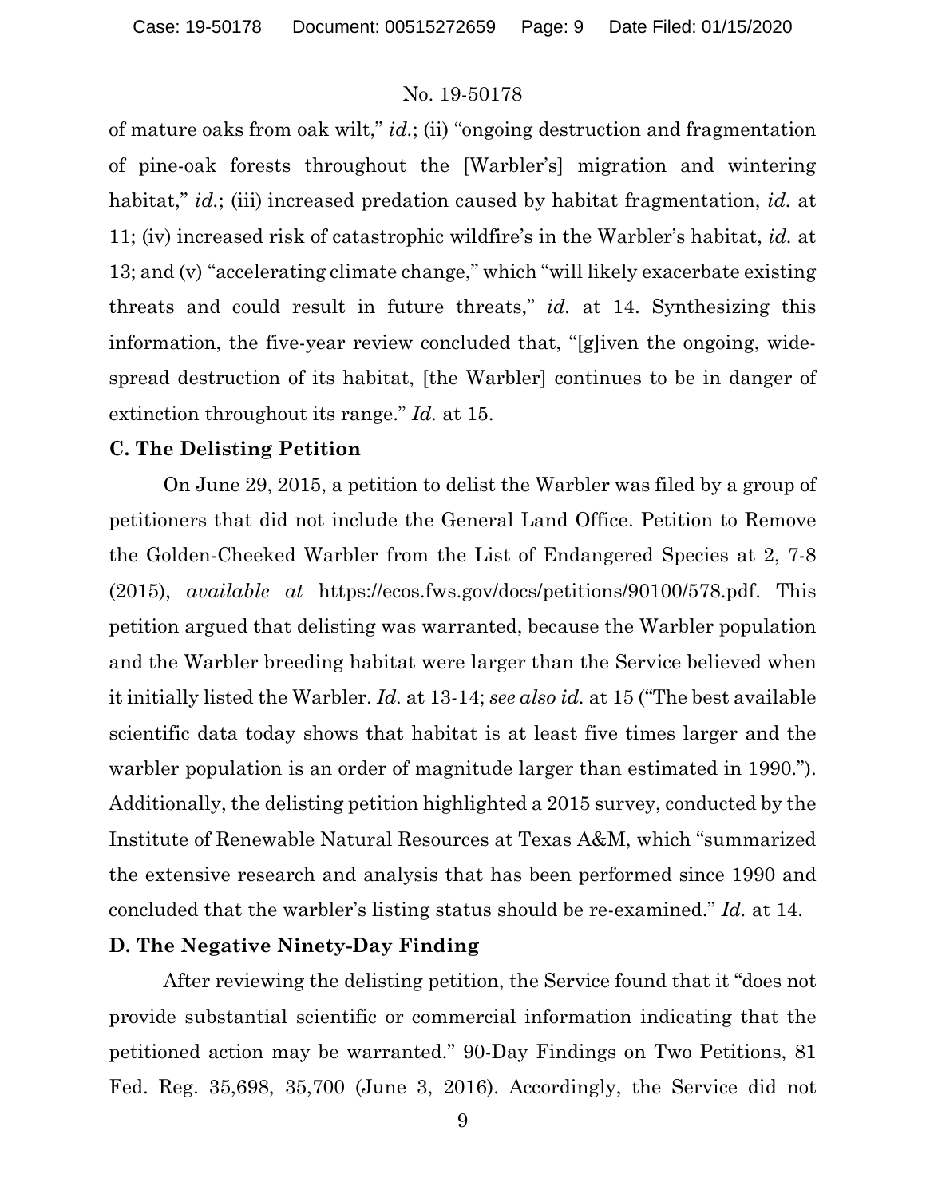of mature oaks from oak wilt," *id.*; (ii) "ongoing destruction and fragmentation of pine-oak forests throughout the [Warbler's] migration and wintering habitat," *id.*; (iii) increased predation caused by habitat fragmentation, *id.* at 11; (iv) increased risk of catastrophic wildfire's in the Warbler's habitat, *id.* at 13; and (v) "accelerating climate change," which "will likely exacerbate existing threats and could result in future threats," *id.* at 14. Synthesizing this information, the five-year review concluded that, "[g]iven the ongoing, wide-spread destruction of its habitat, [the Warbler] continues to be in danger of extinction throughout its range." *Id.* at 15.

**C. The Delisting Petition**

On June 29, 2015, a petition to delist the Warbler was filed by a group of petitioners that did not include the General Land Office. Petition to Remove the Golden-Cheeked Warbler from the List of Endangered Species at 2, 7-8 (2015), *available at* https://ecos.fws.gov/docs/petitions/90100/578.pdf. This petition argued that delisting was warranted, because the Warbler population and the Warbler breeding habitat were larger than the Service believed when it initially listed the Warbler. *Id.* at 13-14; *see also id.* at 15 ("The best available scientific data today shows that habitat is at least five times larger and the warbler population is an order of magnitude larger than estimated in 1990."). Additionally, the delisting petition highlighted a 2015 survey, conducted by the Institute of Renewable Natural Resources at Texas A&M, which "summarized the extensive research and analysis that has been performed since 1990 and concluded that the warbler's listing status should be re-examined." *Id.* at 14.

**D. The Negative Ninety-Day Finding**

After reviewing the delisting petition, the Service found that it "does not provide substantial scientific or commercial information indicating that the petitioned action may be warranted." 90-Day Findings on Two Petitions, 81 Fed. Reg. 35,698, 35,700 (June 3, 2016). Accordingly, the Service did not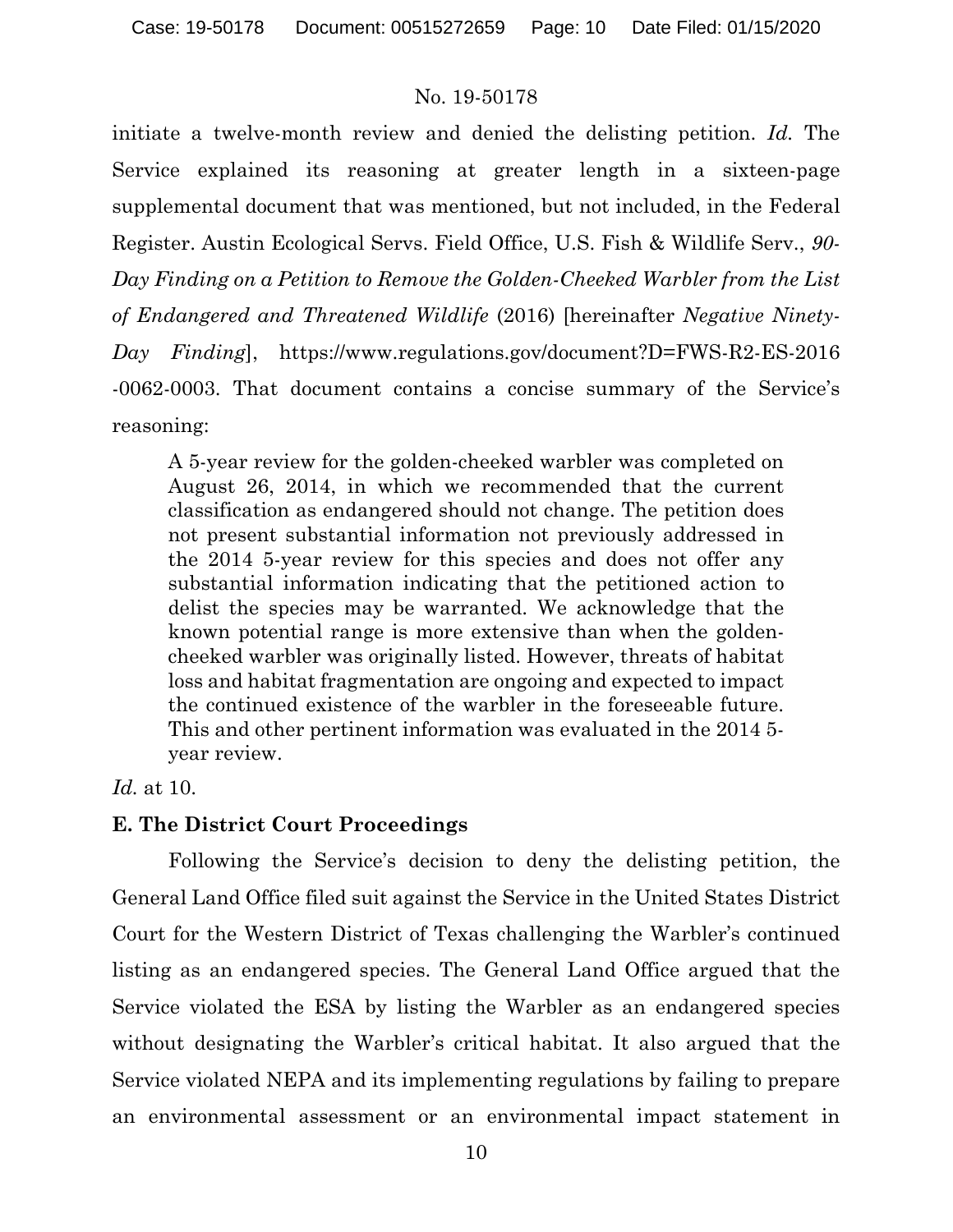initiate a twelve-month review and denied the delisting petition. *Id.* The Service explained its reasoning at greater length in a sixteen-page supplemental document that was mentioned, but not included, in the Federal Register. Austin Ecological Servs. Field Office, U.S. Fish & Wildlife Serv., *90-Day Finding on a Petition to Remove the Golden-Cheeked Warbler from the List of Endangered and Threatened Wildlife* (2016) [hereinafter *Negative Ninety-Day Finding*], https://www.regulations.gov/document?D=FWS-R2-ES-2016-0062-0003. That document contains a concise summary of the Service's reasoning:

> A 5-year review for the golden-cheeked warbler was completed on August 26, 2014, in which we recommended that the current classification as endangered should not change. The petition does not present substantial information not previously addressed in the 2014 5-year review for this species and does not offer any substantial information indicating that the petitioned action to delist the species may be warranted. We acknowledge that the known potential range is more extensive than when the golden-cheeked warbler was originally listed. However, threats of habitat loss and habitat fragmentation are ongoing and expected to impact the continued existence of the warbler in the foreseeable future. This and other pertinent information was evaluated in the 2014 5-year review.

*Id.* at 10.

**E. The District Court Proceedings**

Following the Service's decision to deny the delisting petition, the General Land Office filed suit against the Service in the United States District Court for the Western District of Texas challenging the Warbler's continued listing as an endangered species. The General Land Office argued that the Service violated the ESA by listing the Warbler as an endangered species without designating the Warbler's critical habitat. It also argued that the Service violated NEPA and its implementing regulations by failing to prepare an environmental assessment or an environmental impact statement in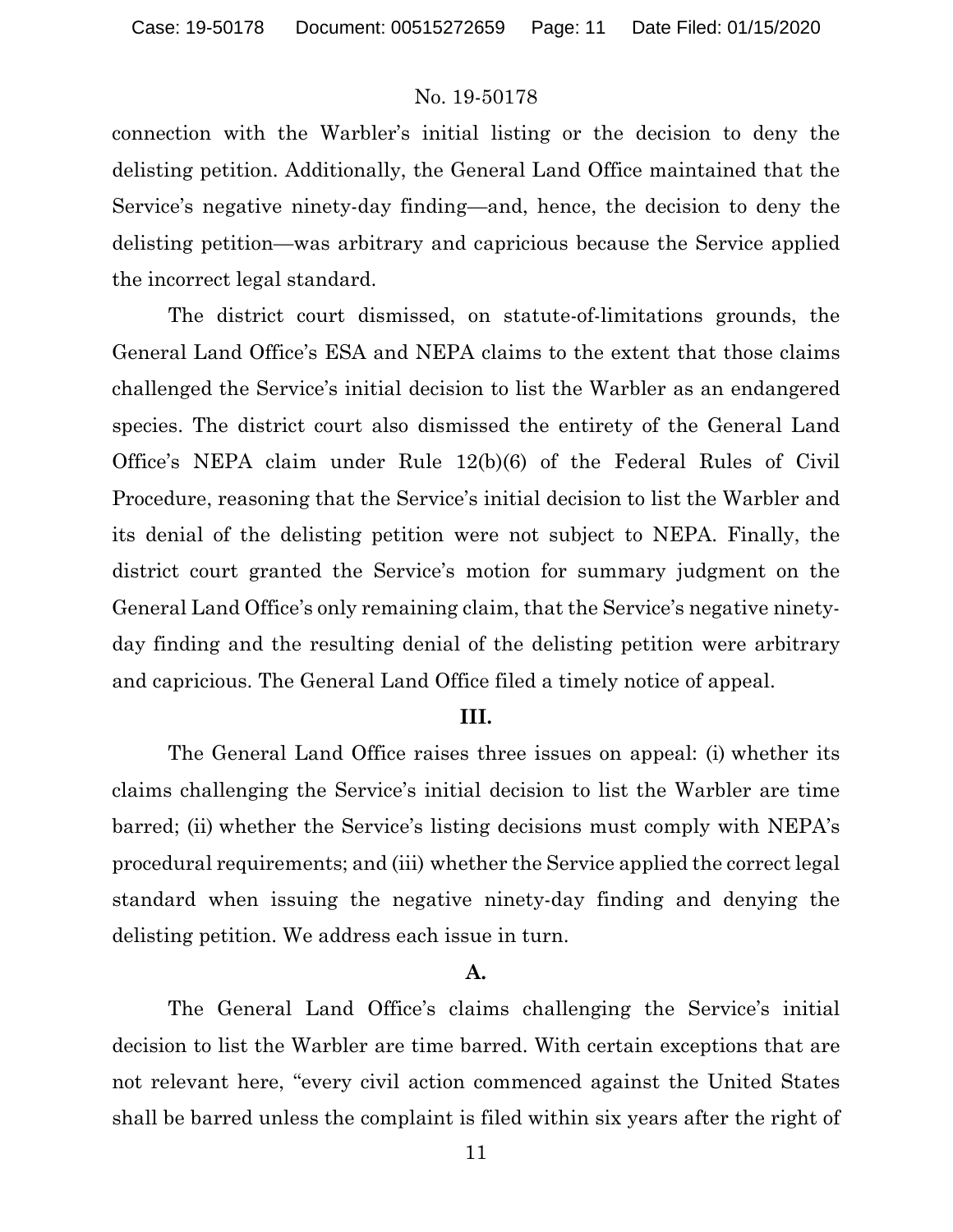connection with the Warbler's initial listing or the decision to deny the delisting petition. Additionally, the General Land Office maintained that the Service's negative ninety-day finding—and, hence, the decision to deny the delisting petition—was arbitrary and capricious because the Service applied the incorrect legal standard.

The district court dismissed, on statute-of-limitations grounds, the General Land Office's ESA and NEPA claims to the extent that those claims challenged the Service's initial decision to list the Warbler as an endangered species. The district court also dismissed the entirety of the General Land Office's NEPA claim under Rule 12(b)(6) of the Federal Rules of Civil Procedure, reasoning that the Service's initial decision to list the Warbler and its denial of the delisting petition were not subject to NEPA. Finally, the district court granted the Service's motion for summary judgment on the General Land Office's only remaining claim, that the Service's negative ninety-day finding and the resulting denial of the delisting petition were arbitrary and capricious. The General Land Office filed a timely notice of appeal.

## III.

The General Land Office raises three issues on appeal: (i) whether its claims challenging the Service's initial decision to list the Warbler are time barred; (ii) whether the Service's listing decisions must comply with NEPA's procedural requirements; and (iii) whether the Service applied the correct legal standard when issuing the negative ninety-day finding and denying the delisting petition. We address each issue in turn.

### A.

The General Land Office's claims challenging the Service's initial decision to list the Warbler are time barred. With certain exceptions that are not relevant here, "every civil action commenced against the United States shall be barred unless the complaint is filed within six years after the right of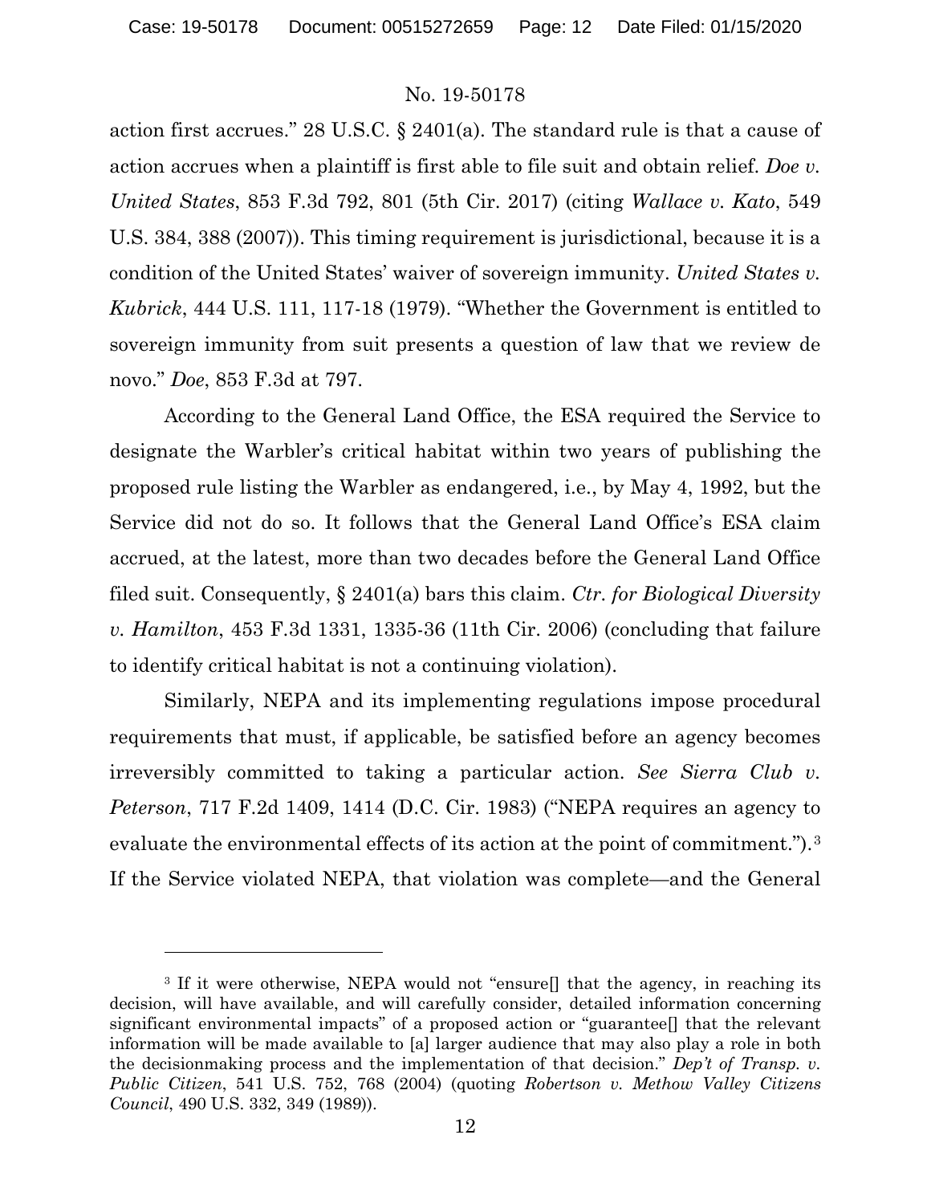action first accrues." 28 U.S.C. § 2401(a). The standard rule is that a cause of action accrues when a plaintiff is first able to file suit and obtain relief. *Doe v. United States*, 853 F.3d 792, 801 (5th Cir. 2017) (citing *Wallace v. Kato*, 549 U.S. 384, 388 (2007)). This timing requirement is jurisdictional, because it is a condition of the United States' waiver of sovereign immunity. *United States v. Kubrick*, 444 U.S. 111, 117-18 (1979). "Whether the Government is entitled to sovereign immunity from suit presents a question of law that we review de novo." *Doe*, 853 F.3d at 797.

According to the General Land Office, the ESA required the Service to designate the Warbler's critical habitat within two years of publishing the proposed rule listing the Warbler as endangered, i.e., by May 4, 1992, but the Service did not do so. It follows that the General Land Office's ESA claim accrued, at the latest, more than two decades before the General Land Office filed suit. Consequently, § 2401(a) bars this claim. *Ctr. for Biological Diversity v. Hamilton*, 453 F.3d 1331, 1335-36 (11th Cir. 2006) (concluding that failure to identify critical habitat is not a continuing violation).

Similarly, NEPA and its implementing regulations impose procedural requirements that must, if applicable, be satisfied before an agency becomes irreversibly committed to taking a particular action. *See Sierra Club v. Peterson*, 717 F.2d 1409, 1414 (D.C. Cir. 1983) ("NEPA requires an agency to evaluate the environmental effects of its action at the point of commitment.").[3] If the Service violated NEPA, that violation was complete—and the General

[3] If it were otherwise, NEPA would not "ensure[] that the agency, in reaching its decision, will have available, and will carefully consider, detailed information concerning significant environmental impacts" of a proposed action or "guarantee[] that the relevant information will be made available to [a] larger audience that may also play a role in both the decisionmaking process and the implementation of that decision." *Dep't of Transp. v. Public Citizen*, 541 U.S. 752, 768 (2004) (quoting *Robertson v. Methow Valley Citizens Council*, 490 U.S. 332, 349 (1989)).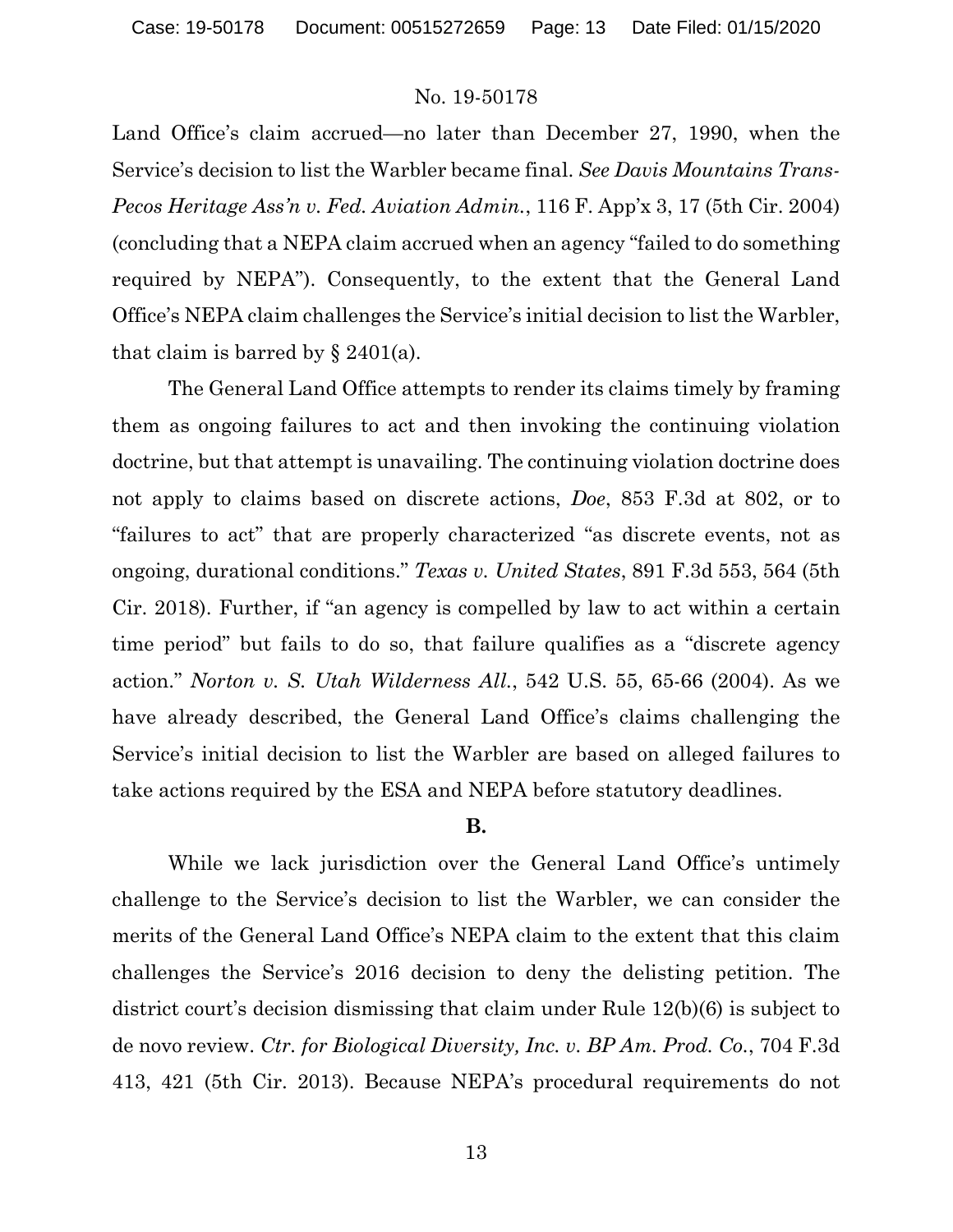Land Office's claim accrued—no later than December 27, 1990, when the Service's decision to list the Warbler became final. *See Davis Mountains Trans-Pecos Heritage Ass'n v. Fed. Aviation Admin.*, 116 F. App'x 3, 17 (5th Cir. 2004) (concluding that a NEPA claim accrued when an agency "failed to do something required by NEPA"). Consequently, to the extent that the General Land Office's NEPA claim challenges the Service's initial decision to list the Warbler, that claim is barred by § 2401(a).

The General Land Office attempts to render its claims timely by framing them as ongoing failures to act and then invoking the continuing violation doctrine, but that attempt is unavailing. The continuing violation doctrine does not apply to claims based on discrete actions, *Doe*, 853 F.3d at 802, or to "failures to act" that are properly characterized "as discrete events, not as ongoing, durational conditions." *Texas v. United States*, 891 F.3d 553, 564 (5th Cir. 2018). Further, if "an agency is compelled by law to act within a certain time period" but fails to do so, that failure qualifies as a "discrete agency action." *Norton v. S. Utah Wilderness All.*, 542 U.S. 55, 65-66 (2004). As we have already described, the General Land Office's claims challenging the Service's initial decision to list the Warbler are based on alleged failures to take actions required by the ESA and NEPA before statutory deadlines.

**B.**

While we lack jurisdiction over the General Land Office's untimely challenge to the Service's decision to list the Warbler, we can consider the merits of the General Land Office's NEPA claim to the extent that this claim challenges the Service's 2016 decision to deny the delisting petition. The district court's decision dismissing that claim under Rule 12(b)(6) is subject to de novo review. *Ctr. for Biological Diversity, Inc. v. BP Am. Prod. Co.*, 704 F.3d 413, 421 (5th Cir. 2013). Because NEPA's procedural requirements do not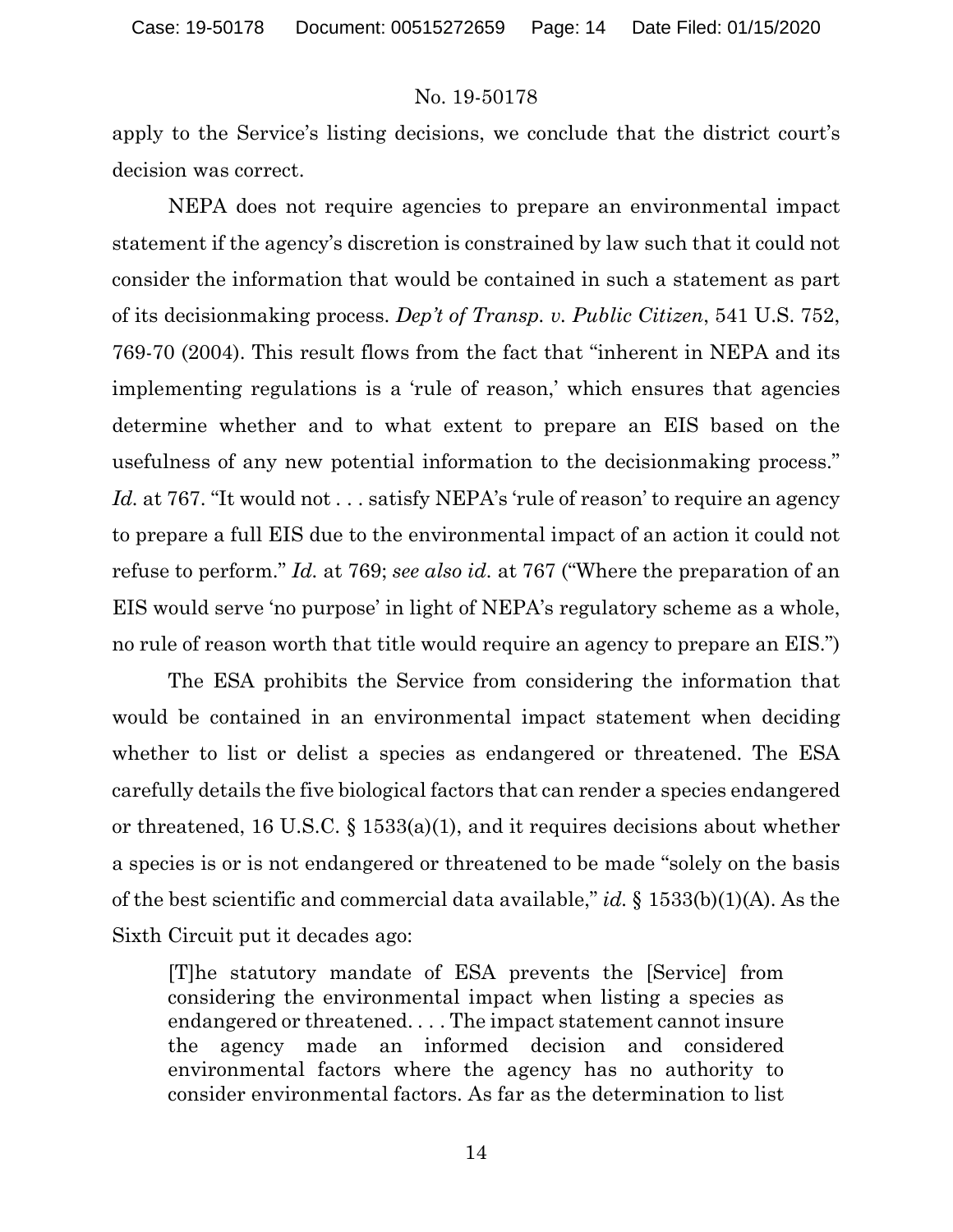apply to the Service's listing decisions, we conclude that the district court's decision was correct.

NEPA does not require agencies to prepare an environmental impact statement if the agency's discretion is constrained by law such that it could not consider the information that would be contained in such a statement as part of its decisionmaking process. *Dep't of Transp. v. Public Citizen*, 541 U.S. 752, 769-70 (2004). This result flows from the fact that "inherent in NEPA and its implementing regulations is a 'rule of reason,' which ensures that agencies determine whether and to what extent to prepare an EIS based on the usefulness of any new potential information to the decisionmaking process." *Id.* at 767. "It would not . . . satisfy NEPA's 'rule of reason' to require an agency to prepare a full EIS due to the environmental impact of an action it could not refuse to perform." *Id.* at 769; *see also id.* at 767 ("Where the preparation of an EIS would serve 'no purpose' in light of NEPA's regulatory scheme as a whole, no rule of reason worth that title would require an agency to prepare an EIS.")

The ESA prohibits the Service from considering the information that would be contained in an environmental impact statement when deciding whether to list or delist a species as endangered or threatened. The ESA carefully details the five biological factors that can render a species endangered or threatened, 16 U.S.C. § 1533(a)(1), and it requires decisions about whether a species is or is not endangered or threatened to be made "solely on the basis of the best scientific and commercial data available," *id.* § 1533(b)(1)(A). As the Sixth Circuit put it decades ago:

> [T]he statutory mandate of ESA prevents the [Service] from considering the environmental impact when listing a species as endangered or threatened. . . . The impact statement cannot insure the agency made an informed decision and considered environmental factors where the agency has no authority to consider environmental factors. As far as the determination to list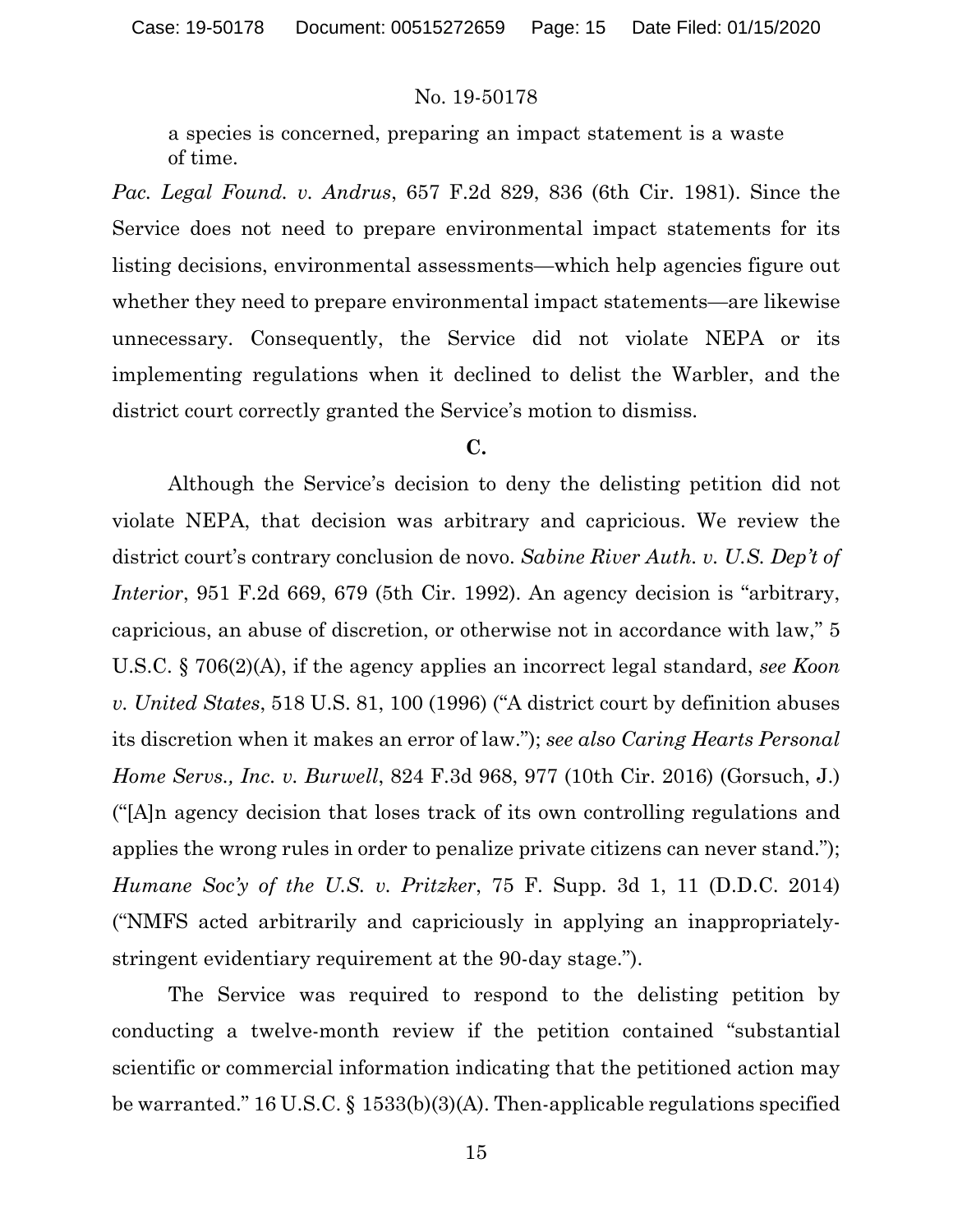a species is concerned, preparing an impact statement is a waste of time.

*Pac. Legal Found. v. Andrus*, 657 F.2d 829, 836 (6th Cir. 1981). Since the Service does not need to prepare environmental impact statements for its listing decisions, environmental assessments—which help agencies figure out whether they need to prepare environmental impact statements—are likewise unnecessary. Consequently, the Service did not violate NEPA or its implementing regulations when it declined to delist the Warbler, and the district court correctly granted the Service's motion to dismiss.

**C.**

Although the Service's decision to deny the delisting petition did not violate NEPA, that decision was arbitrary and capricious. We review the district court's contrary conclusion de novo. *Sabine River Auth. v. U.S. Dep't of Interior*, 951 F.2d 669, 679 (5th Cir. 1992). An agency decision is "arbitrary, capricious, an abuse of discretion, or otherwise not in accordance with law," 5 U.S.C. § 706(2)(A), if the agency applies an incorrect legal standard, *see Koon v. United States*, 518 U.S. 81, 100 (1996) ("A district court by definition abuses its discretion when it makes an error of law."); *see also Caring Hearts Personal Home Servs., Inc. v. Burwell*, 824 F.3d 968, 977 (10th Cir. 2016) (Gorsuch, J.) ("[A]n agency decision that loses track of its own controlling regulations and applies the wrong rules in order to penalize private citizens can never stand."); *Humane Soc'y of the U.S. v. Pritzker*, 75 F. Supp. 3d 1, 11 (D.D.C. 2014) ("NMFS acted arbitrarily and capriciously in applying an inappropriately-stringent evidentiary requirement at the 90-day stage.").

The Service was required to respond to the delisting petition by conducting a twelve-month review if the petition contained "substantial scientific or commercial information indicating that the petitioned action may be warranted." 16 U.S.C. § 1533(b)(3)(A). Then-applicable regulations specified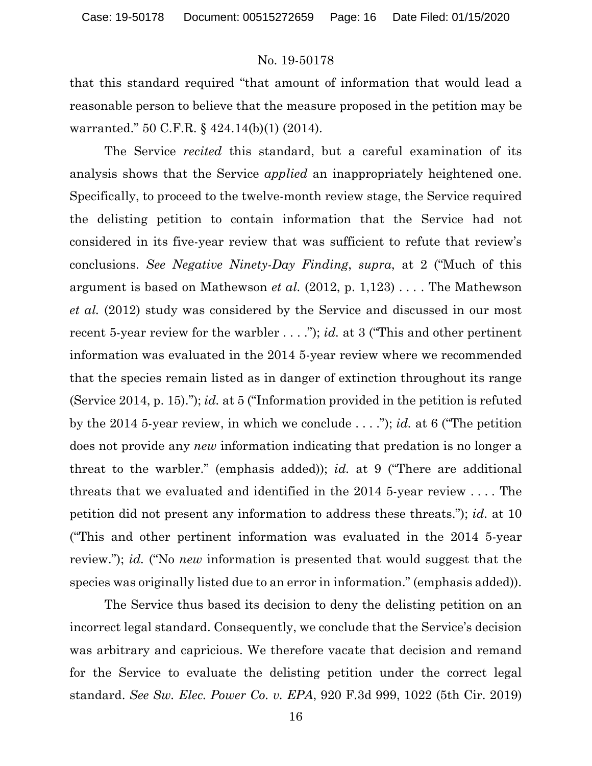that this standard required "that amount of information that would lead a reasonable person to believe that the measure proposed in the petition may be warranted." 50 C.F.R. § 424.14(b)(1) (2014).

The Service *recited* this standard, but a careful examination of its analysis shows that the Service *applied* an inappropriately heightened one. Specifically, to proceed to the twelve-month review stage, the Service required the delisting petition to contain information that the Service had not considered in its five-year review that was sufficient to refute that review's conclusions. *See Negative Ninety-Day Finding*, *supra*, at 2 ("Much of this argument is based on Mathewson *et al.* (2012, p. 1,123) . . . . The Mathewson *et al.* (2012) study was considered by the Service and discussed in our most recent 5-year review for the warbler . . . ."); *id.* at 3 ("This and other pertinent information was evaluated in the 2014 5-year review where we recommended that the species remain listed as in danger of extinction throughout its range (Service 2014, p. 15)."); *id.* at 5 ("Information provided in the petition is refuted by the 2014 5-year review, in which we conclude . . . ."); *id.* at 6 ("The petition does not provide any *new* information indicating that predation is no longer a threat to the warbler." (emphasis added)); *id.* at 9 ("There are additional threats that we evaluated and identified in the 2014 5-year review . . . . The petition did not present any information to address these threats."); *id.* at 10 ("This and other pertinent information was evaluated in the 2014 5-year review."); *id.* ("No *new* information is presented that would suggest that the species was originally listed due to an error in information." (emphasis added)).

The Service thus based its decision to deny the delisting petition on an incorrect legal standard. Consequently, we conclude that the Service's decision was arbitrary and capricious. We therefore vacate that decision and remand for the Service to evaluate the delisting petition under the correct legal standard. *See Sw. Elec. Power Co. v. EPA*, 920 F.3d 999, 1022 (5th Cir. 2019)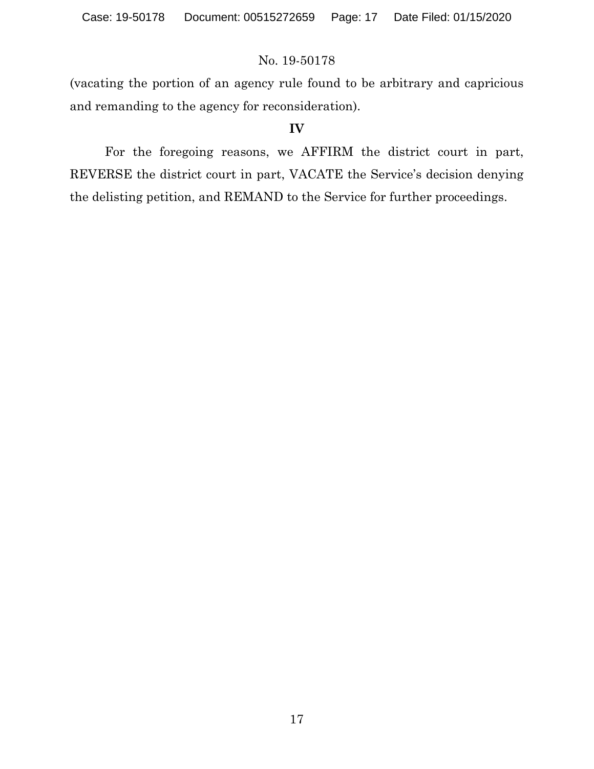(vacating the portion of an agency rule found to be arbitrary and capricious and remanding to the agency for reconsideration).

## IV

For the foregoing reasons, we AFFIRM the district court in part, REVERSE the district court in part, VACATE the Service's decision denying the delisting petition, and REMAND to the Service for further proceedings.